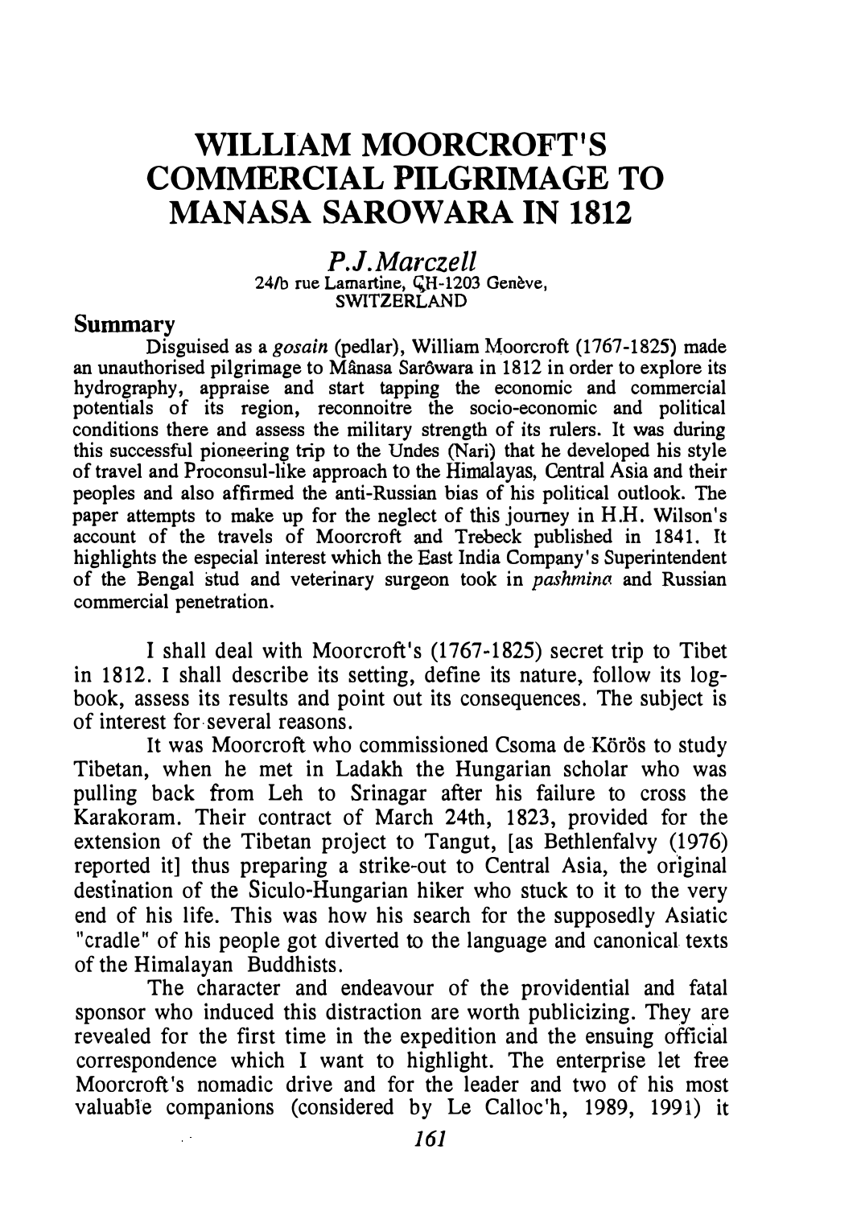# WILLIAM MOORCROFT'S COMMERCIAL PILGRIMAGE TO MANASA SAROWARA IN 1812

*P.J.Marczell*

24/b rue Lamartine, CH-1203 Genève, SWITZERLAND

## Summary

Disguised as a *gosain* (pedlar), William Moorcroft (1767-1825) made an unauthorised pilgrimage to Mânasa Sarôwara in 1812 in order to explore its hydrography, appraise and start tapping the economic and commercial potentials of its region, reconnoitre the socio-economic and political conditions there and assess the military strength of its rulers. It was during this successful pioneering trip to the Undes (Nari) that he developed his style of travel and Proconsul-like approach to the Himalayas, Central Asia and their peoples and also affirmed the anti-Russian bias of his political outlook. The paper attempts to make up for the neglect of this journey in H.H. Wilson's account of the travels of Moorcroft and Trebeck published in 1841. It highlights the especial interest which the East India Company's Superintendent of the Bengal stud and veterinary surgeon took in *pashmina* and Russian commercial penetration.

I shall deal with Moorcroft's (1767-1825) secret trip to Tibet in 1812. I shall describe its setting, define its nature, follow its log-book, assess its results and point out its consequences. The subject is of interest for several reasons.

It was Moorcroft who commissioned Csoma de Körös to study Tibetan, when he met in Ladakh the Hungarian scholar who was pulling back from Leh to Srinagar after his failure to cross the Karakoram. Their contract of March 24th, 1823, provided for the extension of the Tibetan project to Tangut, [as Bethlenfalvy (1976) reported it] thus preparing a strike-out to Central Asia, the original destination of the Siculo-Hungarian hiker who stuck to it to the very end of his life. This was how his search for the supposedly Asiatic "cradle" of his people got diverted to the language and canonical texts of the Himalayan Buddhists.

The character and endeavour of the providential and fatal sponsor who induced this distraction are worth publicizing. They are revealed for the first time in the expedition and the ensuing official correspondence which I want to highlight. The enterprise let free Moorcroft's nomadic drive and for the leader and two of his most valuable companions (considered by Le Calloc'h, 1989, 1991) it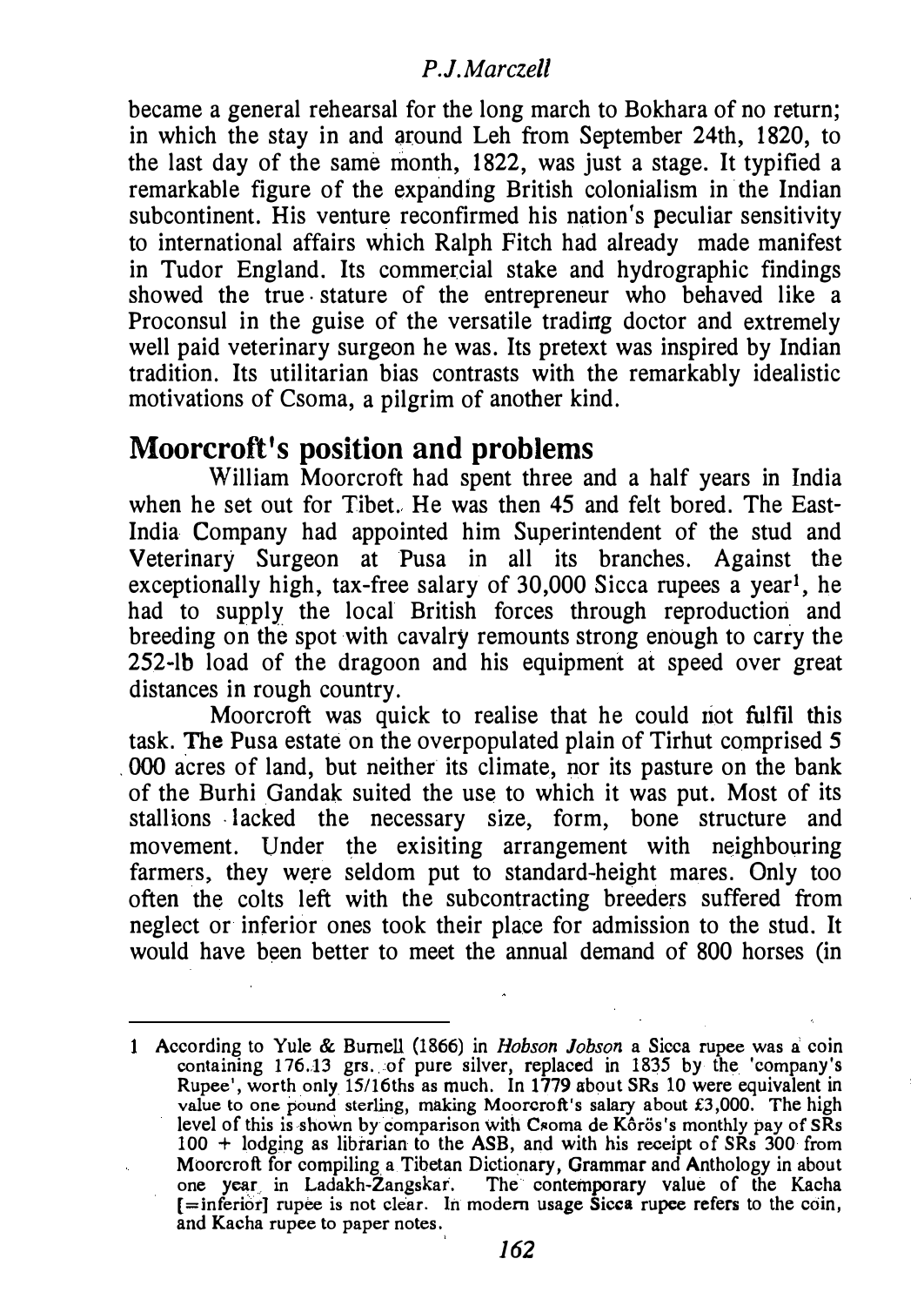became a general rehearsal for the long march to Bokhara of no return; in which the stay in and around Leh from September 24th, 1820, to the last day of the same month, 1822, was just a stage. It typified a remarkable figure of the expanding British colonialism in the Indian subcontinent. His venture reconfirmed his nation's peculiar sensitivity to international affairs which Ralph Fitch had already made manifest in Tudor England. Its commercial stake and hydrographic findings showed the true stature of the entrepreneur who behaved like a Proconsul in the guise of the versatile trading doctor and extremely well paid veterinary surgeon he was. Its pretext was inspired by Indian tradition. Its utilitarian bias contrasts with the remarkably idealistic motivations of Csoma, a pilgrim of another kind.

## Moorcroft's position and problems

William Moorcroft had spent three and a half years in India when he set out for Tibet. He was then 45 and felt bored. The East-India Company had appointed him Superintendent of the stud and Veterinary Surgeon at Pusa in all its branches. Against the exceptionally high, tax-free salary of 30,000 Sicca rupees a year[1], he had to supply the local British forces through reproduction and breeding on the spot with cavalry remounts strong enough to carry the 252-lb load of the dragoon and his equipment at speed over great distances in rough country.

Moorcroft was quick to realise that he could not fulfil this task. The Pusa estate on the overpopulated plain of Tirhut comprised 5 000 acres of land, but neither its climate, nor its pasture on the bank of the Burhi Gandak suited the use to which it was put. Most of its stallions lacked the necessary size, form, bone structure and movement. Under the exisiting arrangement with neighbouring farmers, they were seldom put to standard-height mares. Only too often the colts left with the subcontracting breeders suffered from neglect or inferior ones took their place for admission to the stud. It would have been better to meet the annual demand of 800 horses (in

---

1 According to Yule & Burnell (1866) in *Hobson Jobson* a Sicca rupee was a coin containing 176.13 grs. of pure silver, replaced in 1835 by the 'company's Rupee', worth only 15/16ths as much. In 1779 about SRs 10 were equivalent in value to one pound sterling, making Moorcroft's salary about £3,000. The high level of this is shown by comparison with Csoma de Kőrös's monthly pay of SRs 100 + lodging as librarian to the ASB, and with his receipt of SRs 300 from Moorcroft for compiling a Tibetan Dictionary, Grammar and Anthology in about one year in Ladakh-Zangskar. The contemporary value of the Kacha [=inferior] rupee is not clear. In modern usage Sicca rupee refers to the coin, and Kacha rupee to paper notes.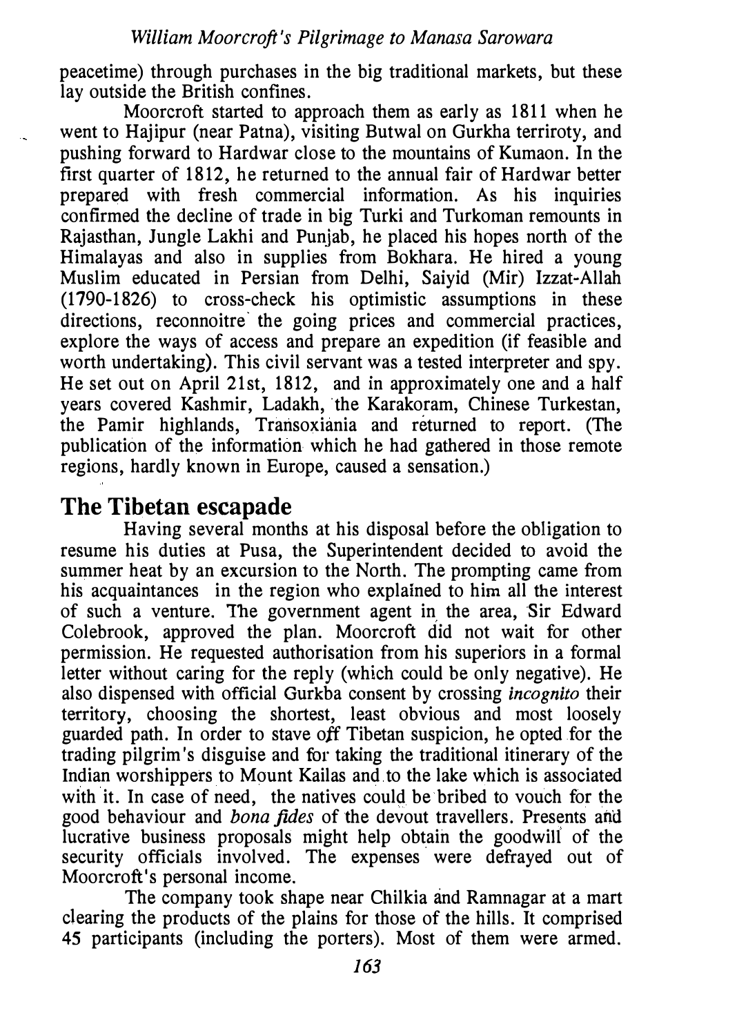peacetime) through purchases in the big traditional markets, but these lay outside the British confines.

Moorcroft started to approach them as early as 1811 when he went to Hajipur (near Patna), visiting Butwal on Gurkha terriroty, and pushing forward to Hardwar close to the mountains of Kumaon. In the first quarter of 1812, he returned to the annual fair of Hardwar better prepared with fresh commercial information. As his inquiries confirmed the decline of trade in big Turki and Turkoman remounts in Rajasthan, Jungle Lakhi and Punjab, he placed his hopes north of the Himalayas and also in supplies from Bokhara. He hired a young Muslim educated in Persian from Delhi, Saiyid (Mir) Izzat-Allah (1790-1826) to cross-check his optimistic assumptions in these directions, reconnoitre the going prices and commercial practices, explore the ways of access and prepare an expedition (if feasible and worth undertaking). This civil servant was a tested interpreter and spy. He set out on April 21st, 1812, and in approximately one and a half years covered Kashmir, Ladakh, the Karakoram, Chinese Turkestan, the Pamir highlands, Transoxiania and returned to report. (The publication of the information which he had gathered in those remote regions, hardly known in Europe, caused a sensation.)

## The Tibetan escapade

Having several months at his disposal before the obligation to resume his duties at Pusa, the Superintendent decided to avoid the summer heat by an excursion to the North. The prompting came from his acquaintances in the region who explained to him all the interest of such a venture. The government agent in the area, Sir Edward Colebrook, approved the plan. Moorcroft did not wait for other permission. He requested authorisation from his superiors in a formal letter without caring for the reply (which could be only negative). He also dispensed with official Gurkba consent by crossing *incognito* their territory, choosing the shortest, least obvious and most loosely guarded path. In order to stave off Tibetan suspicion, he opted for the trading pilgrim's disguise and for taking the traditional itinerary of the Indian worshippers to Mount Kailas and to the lake which is associated with it. In case of need, the natives could be bribed to vouch for the good behaviour and *bona fides* of the devout travellers. Presents and lucrative business proposals might help obtain the goodwill of the security officials involved. The expenses were defrayed out of Moorcroft's personal income.

The company took shape near Chilkia and Ramnagar at a mart clearing the products of the plains for those of the hills. It comprised 45 participants (including the porters). Most of them were armed.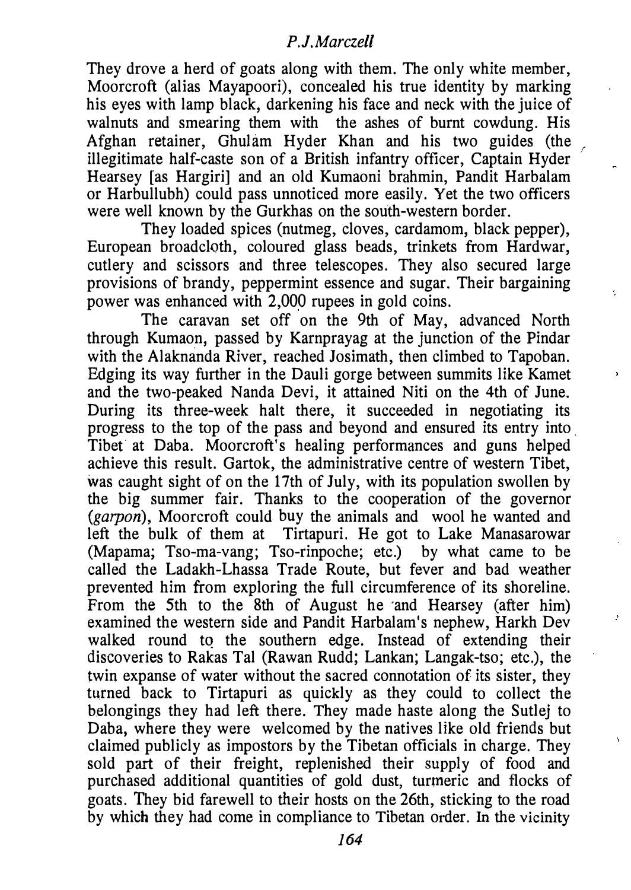They drove a herd of goats along with them. The only white member, Moorcroft (alias Mayapoori), concealed his true identity by marking his eyes with lamp black, darkening his face and neck with the juice of walnuts and smearing them with the ashes of burnt cowdung. His Afghan retainer, Ghulâm Hyder Khan and his two guides (the illegitimate half-caste son of a British infantry officer, Captain Hyder Hearsey [as Hargiri] and an old Kumaoni brahmin, Pandit Harbalam or Harbullubh) could pass unnoticed more easily. Yet the two officers were well known by the Gurkhas on the south-western border.

They loaded spices (nutmeg, cloves, cardamom, black pepper), European broadcloth, coloured glass beads, trinkets from Hardwar, cutlery and scissors and three telescopes. They also secured large provisions of brandy, peppermint essence and sugar. Their bargaining power was enhanced with 2,000 rupees in gold coins.

The caravan set off on the 9th of May, advanced North through Kumaon, passed by Karnprayag at the junction of the Pindar with the Alaknanda River, reached Josimath, then climbed to Tapoban. Edging its way further in the Dauli gorge between summits like Kamet and the two-peaked Nanda Devi, it attained Niti on the 4th of June. During its three-week halt there, it succeeded in negotiating its progress to the top of the pass and beyond and ensured its entry into Tibet at Daba. Moorcroft's healing performances and guns helped achieve this result. Gartok, the administrative centre of western Tibet, was caught sight of on the 17th of July, with its population swollen by the big summer fair. Thanks to the cooperation of the governor (*garpon*), Moorcroft could buy the animals and wool he wanted and left the bulk of them at Tirtapuri. He got to Lake Manasarowar (Mapama; Tso-ma-vang; Tso-rinpoche; etc.) by what came to be called the Ladakh-Lhassa Trade Route, but fever and bad weather prevented him from exploring the full circumference of its shoreline. From the 5th to the 8th of August he and Hearsey (after him) examined the western side and Pandit Harbalam's nephew, Harkh Dev walked round to the southern edge. Instead of extending their discoveries to Rakas Tal (Rawan Rudd; Lankan; Langak-tso; etc.), the twin expanse of water without the sacred connotation of its sister, they turned back to Tirtapuri as quickly as they could to collect the belongings they had left there. They made haste along the Sutlej to Daba, where they were welcomed by the natives like old friends but claimed publicly as impostors by the Tibetan officials in charge. They sold part of their freight, replenished their supply of food and purchased additional quantities of gold dust, turmeric and flocks of goats. They bid farewell to their hosts on the 26th, sticking to the road by which they had come in compliance to Tibetan order. In the vicinity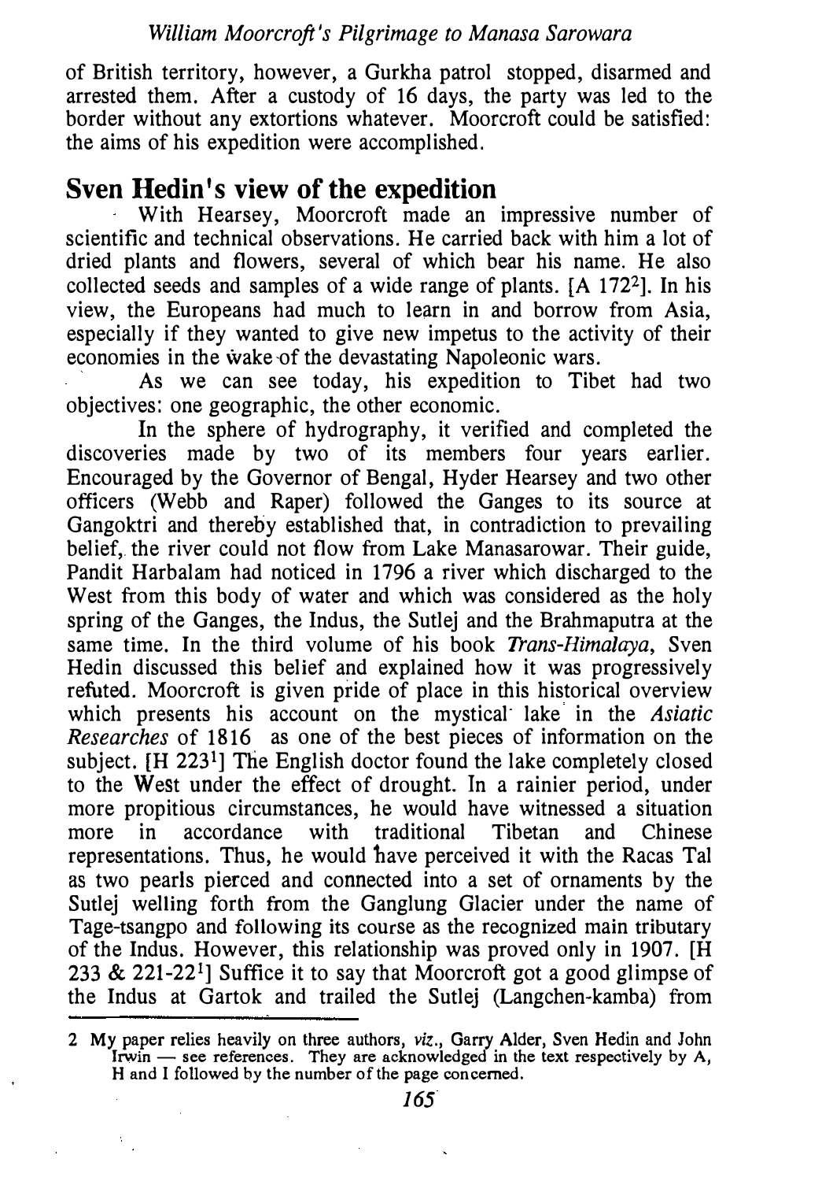of British territory, however, a Gurkha patrol stopped, disarmed and arrested them. After a custody of 16 days, the party was led to the border without any extortions whatever. Moorcroft could be satisfied: the aims of his expedition were accomplished.

## Sven Hedin's view of the expedition

With Hearsey, Moorcroft made an impressive number of scientific and technical observations. He carried back with him a lot of dried plants and flowers, several of which bear his name. He also collected seeds and samples of a wide range of plants. [A 172[2]]. In his view, the Europeans had much to learn in and borrow from Asia, especially if they wanted to give new impetus to the activity of their economies in the wake of the devastating Napoleonic wars.

As we can see today, his expedition to Tibet had two objectives: one geographic, the other economic.

In the sphere of hydrography, it verified and completed the discoveries made by two of its members four years earlier. Encouraged by the Governor of Bengal, Hyder Hearsey and two other officers (Webb and Raper) followed the Ganges to its source at Gangoktri and thereby established that, in contradiction to prevailing belief, the river could not flow from Lake Manasarowar. Their guide, Pandit Harbalam had noticed in 1796 a river which discharged to the West from this body of water and which was considered as the holy spring of the Ganges, the Indus, the Sutlej and the Brahmaputra at the same time. In the third volume of his book *Trans-Himalaya*, Sven Hedin discussed this belief and explained how it was progressively refuted. Moorcroft is given pride of place in this historical overview which presents his account on the mystical lake in the *Asiatic Researches* of 1816 as one of the best pieces of information on the subject. [H 223[1]] The English doctor found the lake completely closed to the West under the effect of drought. In a rainier period, under more propitious circumstances, he would have witnessed a situation more in accordance with traditional Tibetan and Chinese representations. Thus, he would have perceived it with the Racas Tal as two pearls pierced and connected into a set of ornaments by the Sutlej welling forth from the Ganglung Glacier under the name of Tage-tsangpo and following its course as the recognized main tributary of the Indus. However, this relationship was proved only in 1907. [H 233 & 221-22[1]] Suffice it to say that Moorcroft got a good glimpse of the Indus at Gartok and trailed the Sutlej (Langchen-kamba) from

---

2 My paper relies heavily on three authors, *viz.*, Garry Alder, Sven Hedin and John Irwin — see references. They are acknowledged in the text respectively by A, H and I followed by the number of the page concerned.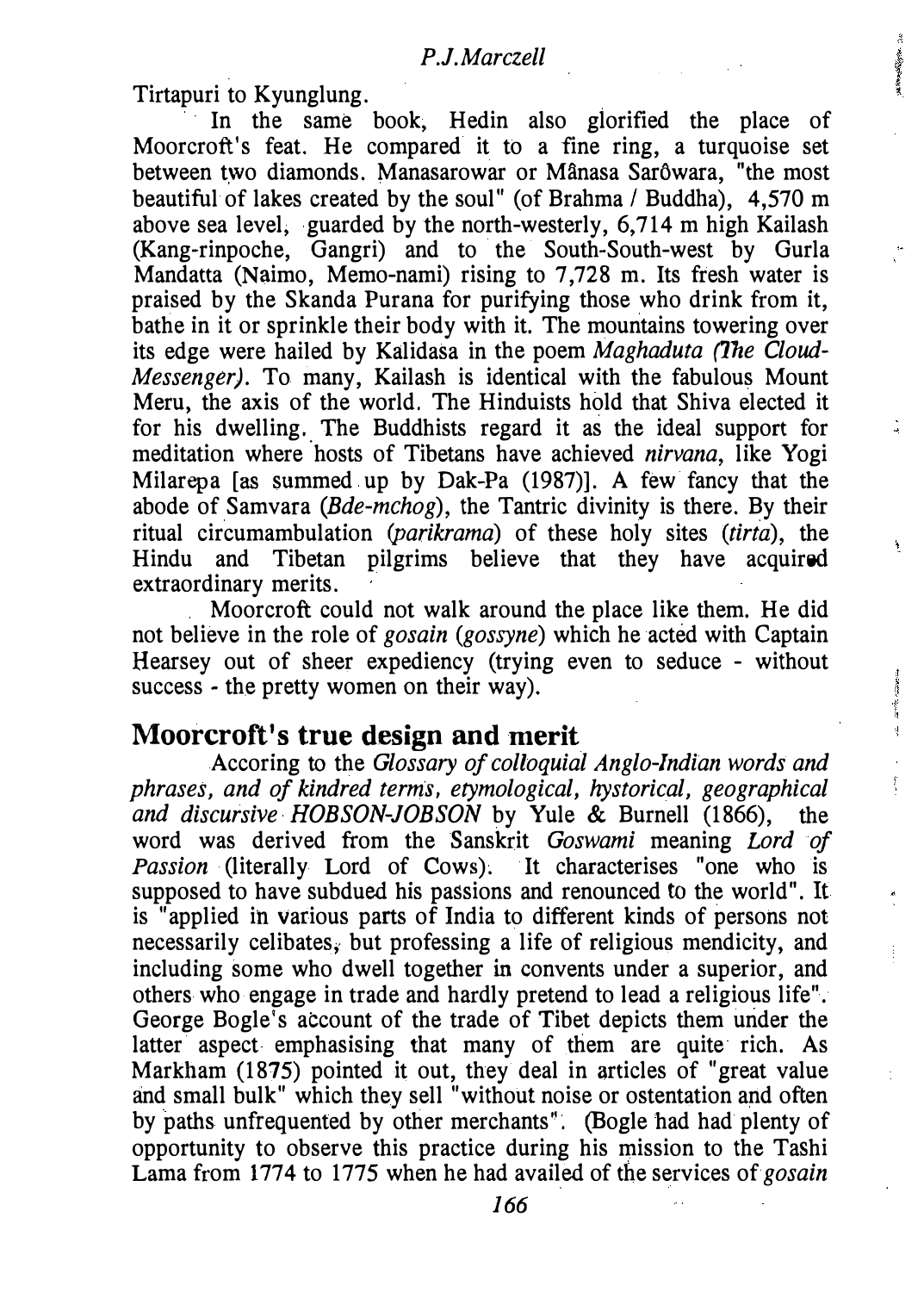Tirtapuri to Kyunglung.

In the same book, Hedin also glorified the place of Moorcroft's feat. He compared it to a fine ring, a turquoise set between two diamonds. Manasarowar or Mânasa Sarôwara, "the most beautiful of lakes created by the soul" (of Brahma / Buddha), 4,570 m above sea level, guarded by the north-westerly, 6,714 m high Kailash (Kang-rinpoche, Gangri) and to the South-South-west by Gurla Mandatta (Naimo, Memo-nami) rising to 7,728 m. Its fresh water is praised by the Skanda Purana for purifying those who drink from it, bathe in it or sprinkle their body with it. The mountains towering over its edge were hailed by Kalidasa in the poem *Maghaduta (The Cloud-Messenger)*. To many, Kailash is identical with the fabulous Mount Meru, the axis of the world. The Hinduists hold that Shiva elected it for his dwelling. The Buddhists regard it as the ideal support for meditation where hosts of Tibetans have achieved *nirvana*, like Yogi Milarepa [as summed up by Dak-Pa (1987)]. A few fancy that the abode of Samvara (*Bde-mchog*), the Tantric divinity is there. By their ritual circumambulation (*parikrama*) of these holy sites (*tirta*), the Hindu and Tibetan pilgrims believe that they have acquired extraordinary merits.

Moorcroft could not walk around the place like them. He did not believe in the role of *gosain* (*gossyne*) which he acted with Captain Hearsey out of sheer expediency (trying even to seduce - without success - the pretty women on their way).

## Moorcroft's true design and merit

Accoring to the *Glossary of colloquial Anglo-Indian words and phrases, and of kindred terms, etymological, hystorical, geographical and discursive HOBSON-JOBSON* by Yule & Burnell (1866), the word was derived from the Sanskrit *Goswami* meaning *Lord of Passion* (literally Lord of Cows). It characterises "one who is supposed to have subdued his passions and renounced to the world". It is "applied in various parts of India to different kinds of persons not necessarily celibates, but professing a life of religious mendicity, and including some who dwell together in convents under a superior, and others who engage in trade and hardly pretend to lead a religious life". George Bogle's account of the trade of Tibet depicts them under the latter aspect emphasising that many of them are quite rich. As Markham (1875) pointed it out, they deal in articles of "great value and small bulk" which they sell "without noise or ostentation and often by paths unfrequented by other merchants". (Bogle had had plenty of opportunity to observe this practice during his mission to the Tashi Lama from 1774 to 1775 when he had availed of the services of *gosain*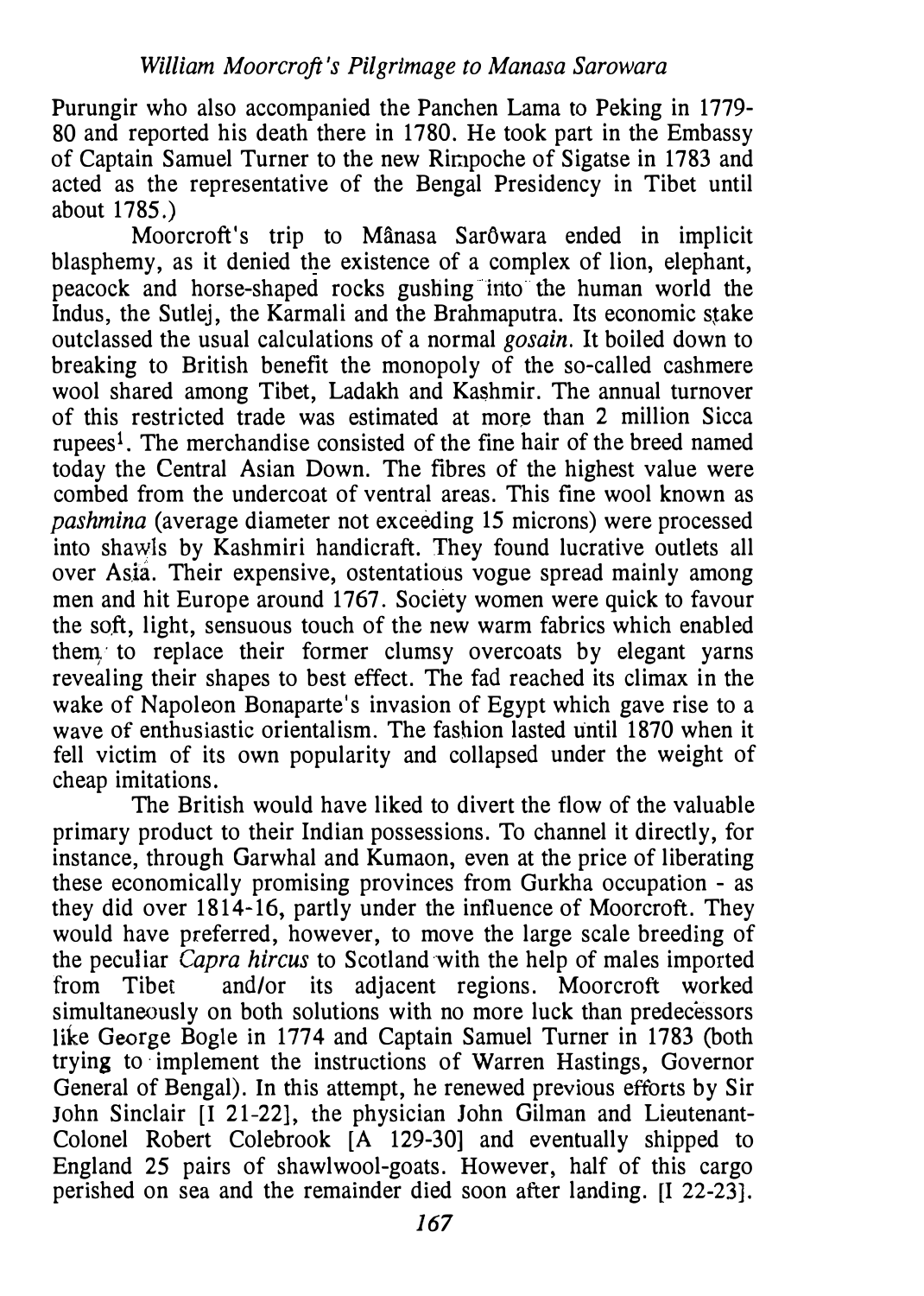Purungir who also accompanied the Panchen Lama to Peking in 1779-80 and reported his death there in 1780. He took part in the Embassy of Captain Samuel Turner to the new Rimpoche of Sigatse in 1783 and acted as the representative of the Bengal Presidency in Tibet until about 1785.)

Moorcroft's trip to Mânasa Sarôwara ended in implicit blasphemy, as it denied the existence of a complex of lion, elephant, peacock and horse-shaped rocks gushing into the human world the Indus, the Sutlej, the Karmali and the Brahmaputra. Its economic stake outclassed the usual calculations of a normal *gosain*. It boiled down to breaking to British benefit the monopoly of the so-called cashmere wool shared among Tibet, Ladakh and Kashmir. The annual turnover of this restricted trade was estimated at more than 2 million Sicca rupees[1]. The merchandise consisted of the fine hair of the breed named today the Central Asian Down. The fibres of the highest value were combed from the undercoat of ventral areas. This fine wool known as *pashmina* (average diameter not exceeding 15 microns) were processed into shawls by Kashmiri handicraft. They found lucrative outlets all over Asia. Their expensive, ostentatious vogue spread mainly among men and hit Europe around 1767. Society women were quick to favour the soft, light, sensuous touch of the new warm fabrics which enabled them to replace their former clumsy overcoats by elegant yarns revealing their shapes to best effect. The fad reached its climax in the wake of Napoleon Bonaparte's invasion of Egypt which gave rise to a wave of enthusiastic orientalism. The fashion lasted until 1870 when it fell victim of its own popularity and collapsed under the weight of cheap imitations.

The British would have liked to divert the flow of the valuable primary product to their Indian possessions. To channel it directly, for instance, through Garwhal and Kumaon, even at the price of liberating these economically promising provinces from Gurkha occupation - as they did over 1814-16, partly under the influence of Moorcroft. They would have preferred, however, to move the large scale breeding of the peculiar *Capra hircus* to Scotland with the help of males imported from Tibet and/or its adjacent regions. Moorcroft worked simultaneously on both solutions with no more luck than predecessors like George Bogle in 1774 and Captain Samuel Turner in 1783 (both trying to implement the instructions of Warren Hastings, Governor General of Bengal). In this attempt, he renewed previous efforts by Sir John Sinclair [I 21-22], the physician John Gilman and Lieutenant-Colonel Robert Colebrook [A 129-30] and eventually shipped to England 25 pairs of shawlwool-goats. However, half of this cargo perished on sea and the remainder died soon after landing. [I 22-23].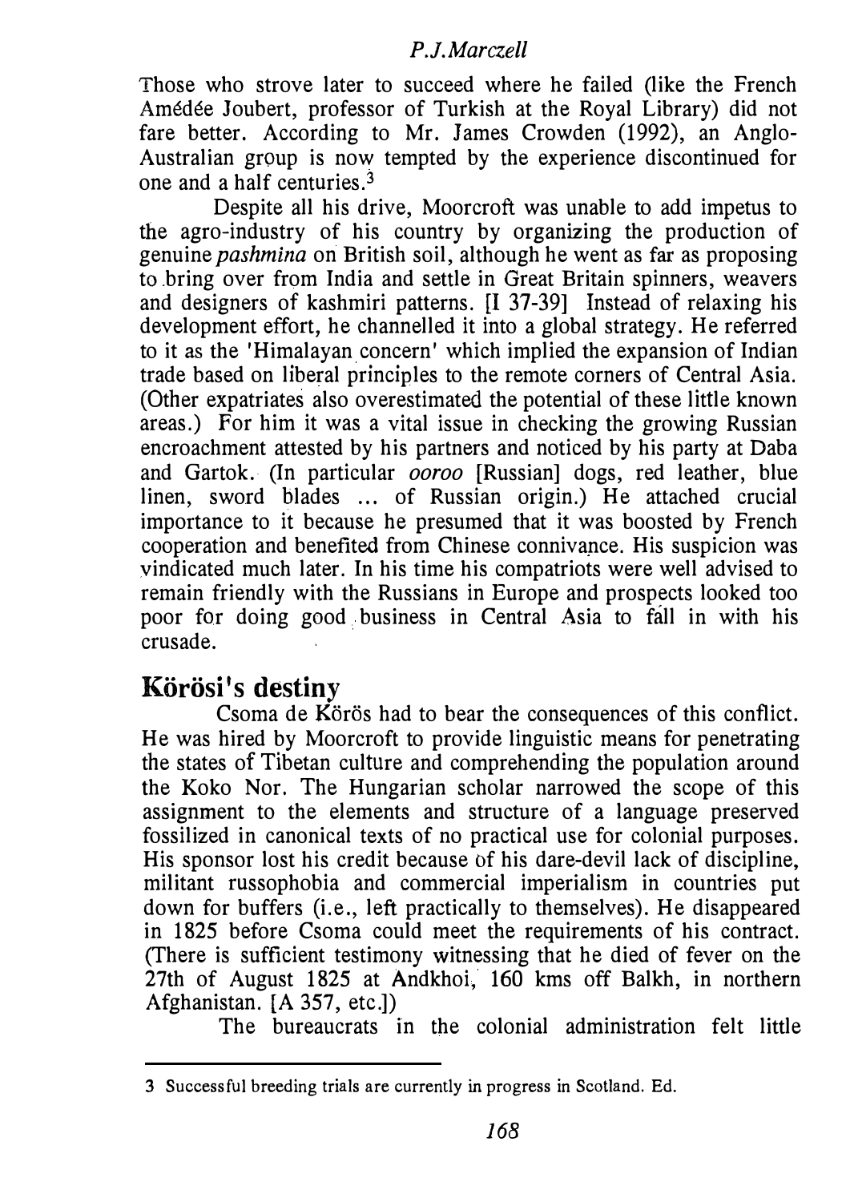Those who strove later to succeed where he failed (like the French Amédée Joubert, professor of Turkish at the Royal Library) did not fare better. According to Mr. James Crowden (1992), an Anglo-Australian group is now tempted by the experience discontinued for one and a half centuries.[3]

Despite all his drive, Moorcroft was unable to add impetus to the agro-industry of his country by organizing the production of genuine *pashmina* on British soil, although he went as far as proposing to bring over from India and settle in Great Britain spinners, weavers and designers of kashmiri patterns. [I 37-39] Instead of relaxing his development effort, he channelled it into a global strategy. He referred to it as the 'Himalayan concern' which implied the expansion of Indian trade based on liberal principles to the remote corners of Central Asia. (Other expatriates also overestimated the potential of these little known areas.) For him it was a vital issue in checking the growing Russian encroachment attested by his partners and noticed by his party at Daba and Gartok. (In particular *ooroo* [Russian] dogs, red leather, blue linen, sword blades ... of Russian origin.) He attached crucial importance to it because he presumed that it was boosted by French cooperation and benefited from Chinese connivance. His suspicion was vindicated much later. In his time his compatriots were well advised to remain friendly with the Russians in Europe and prospects looked too poor for doing good business in Central Asia to fall in with his crusade.

## Körösi's destiny

Csoma de Körös had to bear the consequences of this conflict. He was hired by Moorcroft to provide linguistic means for penetrating the states of Tibetan culture and comprehending the population around the Koko Nor. The Hungarian scholar narrowed the scope of this assignment to the elements and structure of a language preserved fossilized in canonical texts of no practical use for colonial purposes. His sponsor lost his credit because of his dare-devil lack of discipline, militant russophobia and commercial imperialism in countries put down for buffers (i.e., left practically to themselves). He disappeared in 1825 before Csoma could meet the requirements of his contract. (There is sufficient testimony witnessing that he died of fever on the 27th of August 1825 at Andkhoi, 160 kms off Balkh, in northern Afghanistan. [A 357, etc.])

The bureaucrats in the colonial administration felt little

---

3 Successful breeding trials are currently in progress in Scotland. Ed.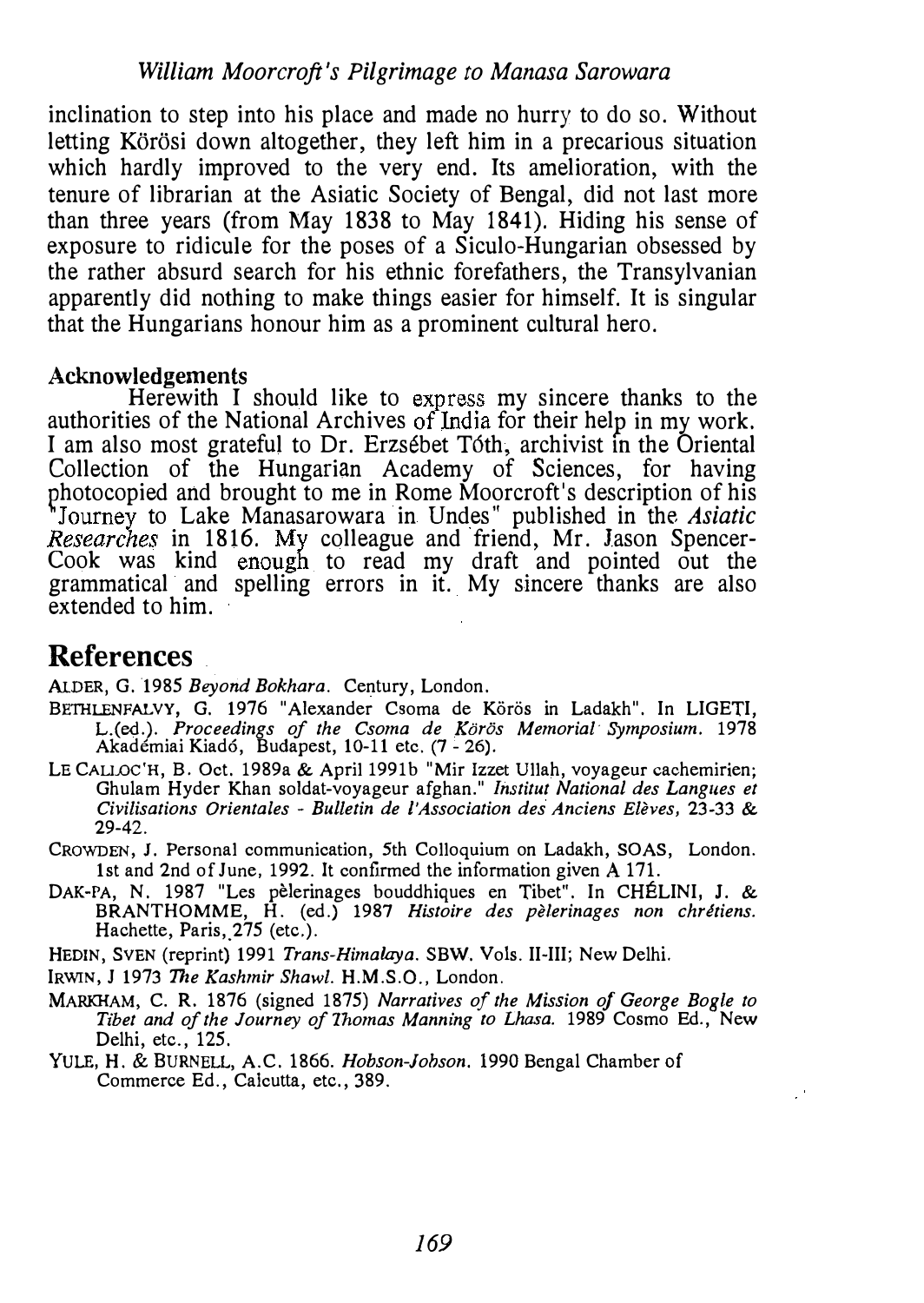inclination to step into his place and made no hurry to do so. Without letting Körösi down altogether, they left him in a precarious situation which hardly improved to the very end. Its amelioration, with the tenure of librarian at the Asiatic Society of Bengal, did not last more than three years (from May 1838 to May 1841). Hiding his sense of exposure to ridicule for the poses of a Siculo-Hungarian obsessed by the rather absurd search for his ethnic forefathers, the Transylvanian apparently did nothing to make things easier for himself. It is singular that the Hungarians honour him as a prominent cultural hero.

**Acknowledgements**

Herewith I should like to express my sincere thanks to the authorities of the National Archives of India for their help in my work. I am also most grateful to Dr. Erzsébet Tóth, archivist in the Oriental Collection of the Hungarian Academy of Sciences, for having photocopied and brought to me in Rome Moorcroft's description of his "Journey to Lake Manasarowara in Undes" published in the *Asiatic Researches* in 1816. My colleague and friend, Mr. Jason Spencer-Cook was kind enough to read my draft and pointed out the grammatical and spelling errors in it. My sincere thanks are also extended to him.

## References

ALDER, G. 1985 *Beyond Bokhara*. Century, London.

BETHLENFALVY, G. 1976 "Alexander Csoma de Körös in Ladakh". In LIGETI, L.(ed.). *Proceedings of the Csoma de Körös Memorial Symposium*. 1978 Akadémiai Kiadó, Budapest, 10-11 etc. (7 - 26).

LE CALLOC'H, B. Oct. 1989a & April 1991b "Mir Izzet Ullah, voyageur cachemirien; Ghulam Hyder Khan soldat-voyageur afghan." *Institut National des Langues et Civilisations Orientales - Bulletin de l'Association des Anciens Elèves*, 23-33 & 29-42.

CROWDEN, J. Personal communication, 5th Colloquium on Ladakh, SOAS, London. 1st and 2nd of June, 1992. It confirmed the information given A 171.

DAK-PA, N. 1987 "Les pèlerinages bouddhiques en Tibet". In CHÉLINI, J. & BRANTHOMME, H. (ed.) 1987 *Histoire des pèlerinages non chrétiens*. Hachette, Paris, 275 (etc.).

HEDIN, SVEN (reprint) 1991 *Trans-Himalaya*. SBW. Vols. II-III; New Delhi.

IRWIN, J 1973 *The Kashmir Shawl*. H.M.S.O., London.

MARKHAM, C. R. 1876 (signed 1875) *Narratives of the Mission of George Bogle to Tibet and of the Journey of Thomas Manning to Lhasa*. 1989 Cosmo Ed., New Delhi, etc., 125.

YULE, H. & BURNELL, A.C. 1866. *Hobson-Jobson*. 1990 Bengal Chamber of Commerce Ed., Calcutta, etc., 389.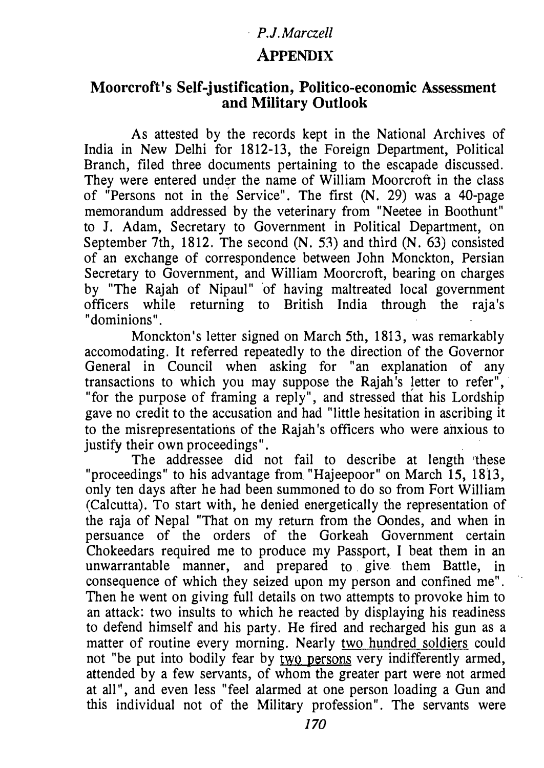## APPENDIX

### Moorcroft's Self-justification, Politico-economic Assessment and Military Outlook

As attested by the records kept in the National Archives of India in New Delhi for 1812-13, the Foreign Department, Political Branch, filed three documents pertaining to the escapade discussed. They were entered under the name of William Moorcroft in the class of "Persons not in the Service". The first (N. 29) was a 40-page memorandum addressed by the veterinary from "Neetee in Boothunt" to J. Adam, Secretary to Government in Political Department, on September 7th, 1812. The second (N. 53) and third (N. 63) consisted of an exchange of correspondence between John Monckton, Persian Secretary to Government, and William Moorcroft, bearing on charges by "The Rajah of Nipaul" of having maltreated local government officers while returning to British India through the raja's "dominions".

Monckton's letter signed on March 5th, 1813, was remarkably accomodating. It referred repeatedly to the direction of the Governor General in Council when asking for "an explanation of any transactions to which you may suppose the Rajah's letter to refer", "for the purpose of framing a reply", and stressed that his Lordship gave no credit to the accusation and had "little hesitation in ascribing it to the misrepresentations of the Rajah's officers who were anxious to justify their own proceedings".

The addressee did not fail to describe at length these "proceedings" to his advantage from "Hajeepoor" on March 15, 1813, only ten days after he had been summoned to do so from Fort William (Calcutta). To start with, he denied energetically the representation of the raja of Nepal "That on my return from the Oondes, and when in persuance of the orders of the Gorkeah Government certain Chokeedars required me to produce my Passport, I beat them in an unwarrantable manner, and prepared to give them Battle, in consequence of which they seized upon my person and confined me". Then he went on giving full details on two attempts to provoke him to an attack: two insults to which he reacted by displaying his readiness to defend himself and his party. He fired and recharged his gun as a matter of routine every morning. Nearly two hundred soldiers could not "be put into bodily fear by two persons very indifferently armed, attended by a few servants, of whom the greater part were not armed at all", and even less "feel alarmed at one person loading a Gun and this individual not of the Military profession". The servants were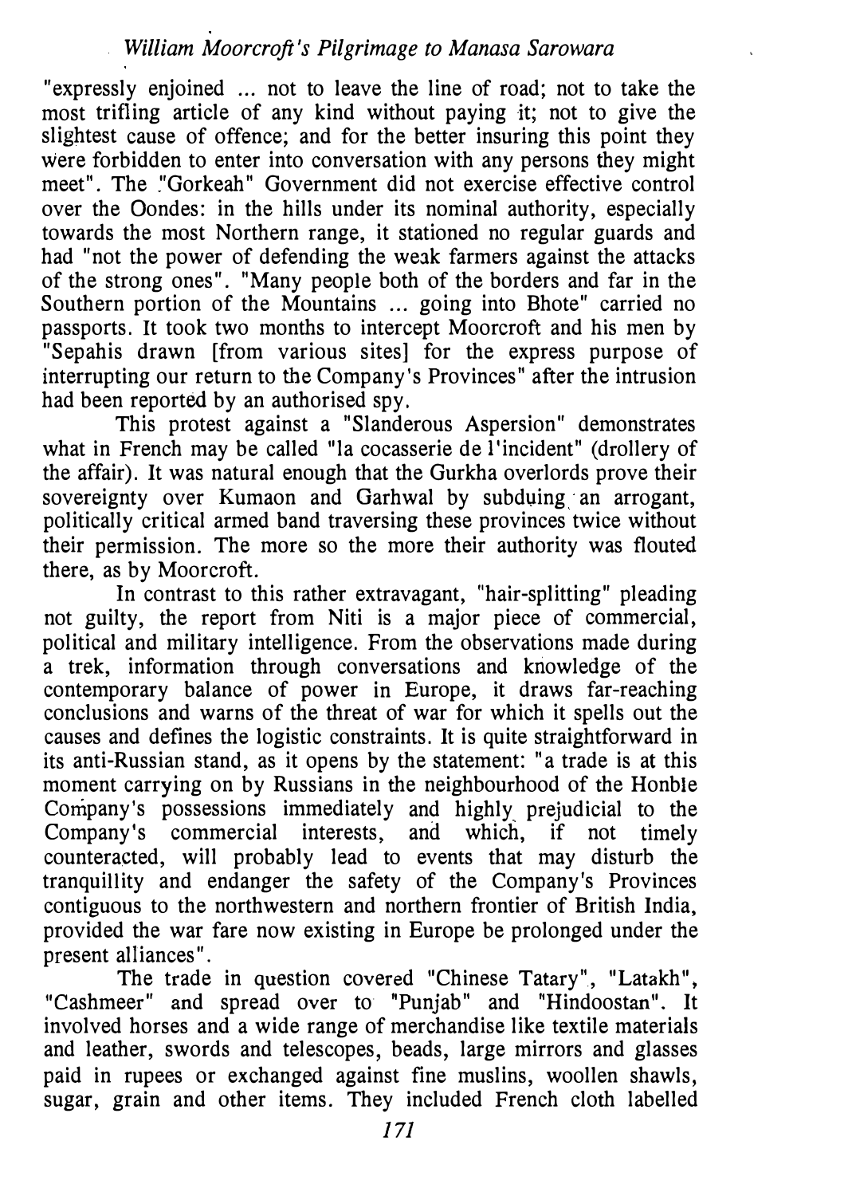"expressly enjoined ... not to leave the line of road; not to take the most trifling article of any kind without paying it; not to give the slightest cause of offence; and for the better insuring this point they were forbidden to enter into conversation with any persons they might meet". The "Gorkeah" Government did not exercise effective control over the Oondes: in the hills under its nominal authority, especially towards the most Northern range, it stationed no regular guards and had "not the power of defending the weak farmers against the attacks of the strong ones". "Many people both of the borders and far in the Southern portion of the Mountains ... going into Bhote" carried no passports. It took two months to intercept Moorcroft and his men by "Sepahis drawn [from various sites] for the express purpose of interrupting our return to the Company's Provinces" after the intrusion had been reported by an authorised spy.

This protest against a "Slanderous Aspersion" demonstrates what in French may be called "la cocasserie de l'incident" (drollery of the affair). It was natural enough that the Gurkha overlords prove their sovereignty over Kumaon and Garhwal by subduing an arrogant, politically critical armed band traversing these provinces twice without their permission. The more so the more their authority was flouted there, as by Moorcroft.

In contrast to this rather extravagant, "hair-splitting" pleading not guilty, the report from Niti is a major piece of commercial, political and military intelligence. From the observations made during a trek, information through conversations and knowledge of the contemporary balance of power in Europe, it draws far-reaching conclusions and warns of the threat of war for which it spells out the causes and defines the logistic constraints. It is quite straightforward in its anti-Russian stand, as it opens by the statement: "a trade is at this moment carrying on by Russians in the neighbourhood of the Honble Company's possessions immediately and highly prejudicial to the Company's commercial interests, and which, if not timely counteracted, will probably lead to events that may disturb the tranquillity and endanger the safety of the Company's Provinces contiguous to the northwestern and northern frontier of British India, provided the war fare now existing in Europe be prolonged under the present alliances".

The trade in question covered "Chinese Tatary", "Latakh", "Cashmeer" and spread over to "Punjab" and "Hindoostan". It involved horses and a wide range of merchandise like textile materials and leather, swords and telescopes, beads, large mirrors and glasses paid in rupees or exchanged against fine muslins, woollen shawls, sugar, grain and other items. They included French cloth labelled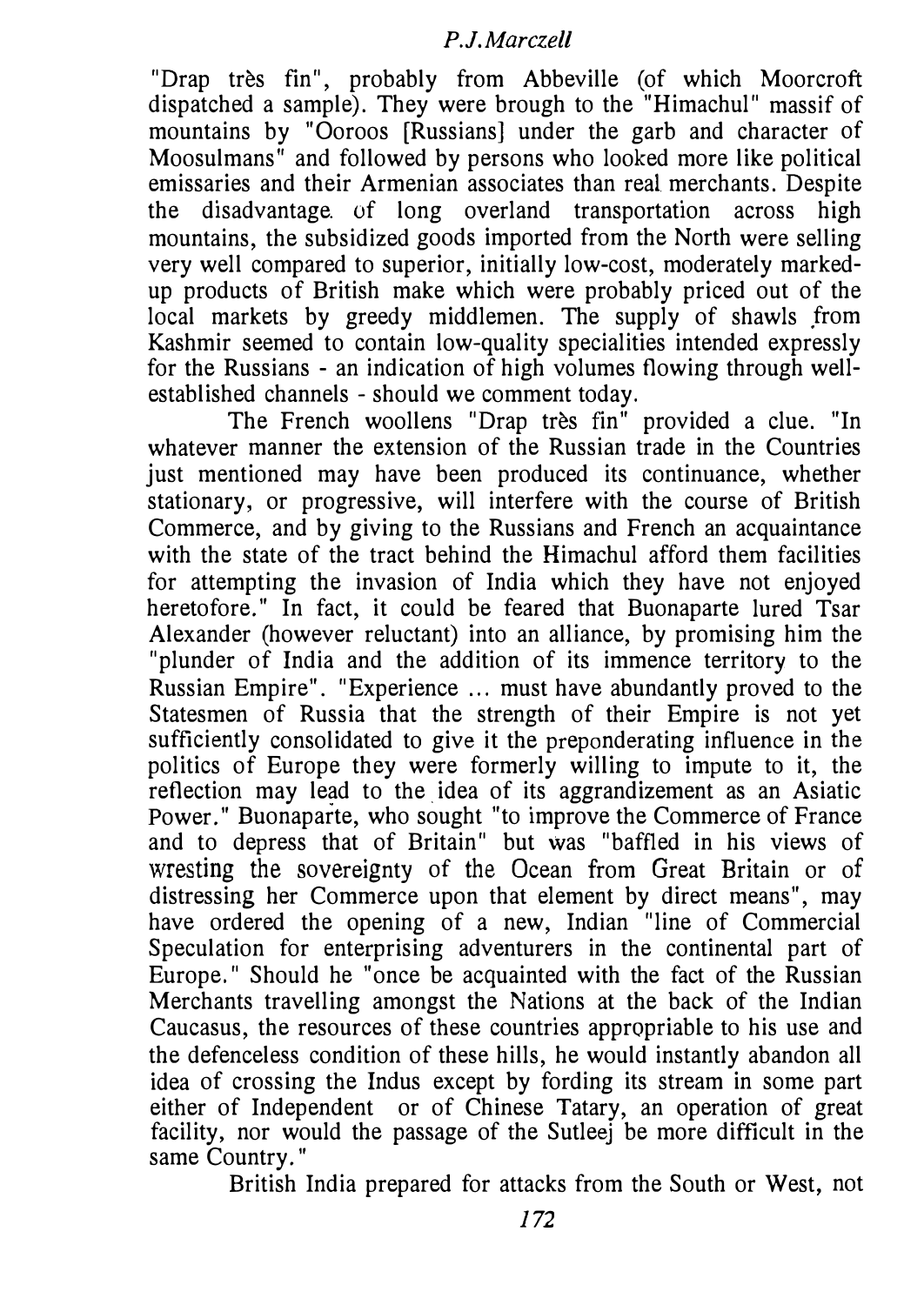"Drap très fin", probably from Abbeville (of which Moorcroft dispatched a sample). They were brough to the "Himachul" massif of mountains by "Ooroos [Russians] under the garb and character of Moosulmans" and followed by persons who looked more like political emissaries and their Armenian associates than real merchants. Despite the disadvantage of long overland transportation across high mountains, the subsidized goods imported from the North were selling very well compared to superior, initially low-cost, moderately marked-up products of British make which were probably priced out of the local markets by greedy middlemen. The supply of shawls from Kashmir seemed to contain low-quality specialities intended expressly for the Russians - an indication of high volumes flowing through well-established channels - should we comment today.

The French woollens "Drap très fin" provided a clue. "In whatever manner the extension of the Russian trade in the Countries just mentioned may have been produced its continuance, whether stationary, or progressive, will interfere with the course of British Commerce, and by giving to the Russians and French an acquaintance with the state of the tract behind the Himachul afford them facilities for attempting the invasion of India which they have not enjoyed heretofore." In fact, it could be feared that Buonaparte lured Tsar Alexander (however reluctant) into an alliance, by promising him the "plunder of India and the addition of its immence territory to the Russian Empire". "Experience ... must have abundantly proved to the Statesmen of Russia that the strength of their Empire is not yet sufficiently consolidated to give it the preponderating influence in the politics of Europe they were formerly willing to impute to it, the reflection may lead to the idea of its aggrandizement as an Asiatic Power." Buonaparte, who sought "to improve the Commerce of France and to depress that of Britain" but was "baffled in his views of wresting the sovereignty of the Ocean from Great Britain or of distressing her Commerce upon that element by direct means", may have ordered the opening of a new, Indian "line of Commercial Speculation for enterprising adventurers in the continental part of Europe." Should he "once be acquainted with the fact of the Russian Merchants travelling amongst the Nations at the back of the Indian Caucasus, the resources of these countries appropriable to his use and the defenceless condition of these hills, he would instantly abandon all idea of crossing the Indus except by fording its stream in some part either of Independent or of Chinese Tatary, an operation of great facility, nor would the passage of the Sutleej be more difficult in the same Country."

British India prepared for attacks from the South or West, not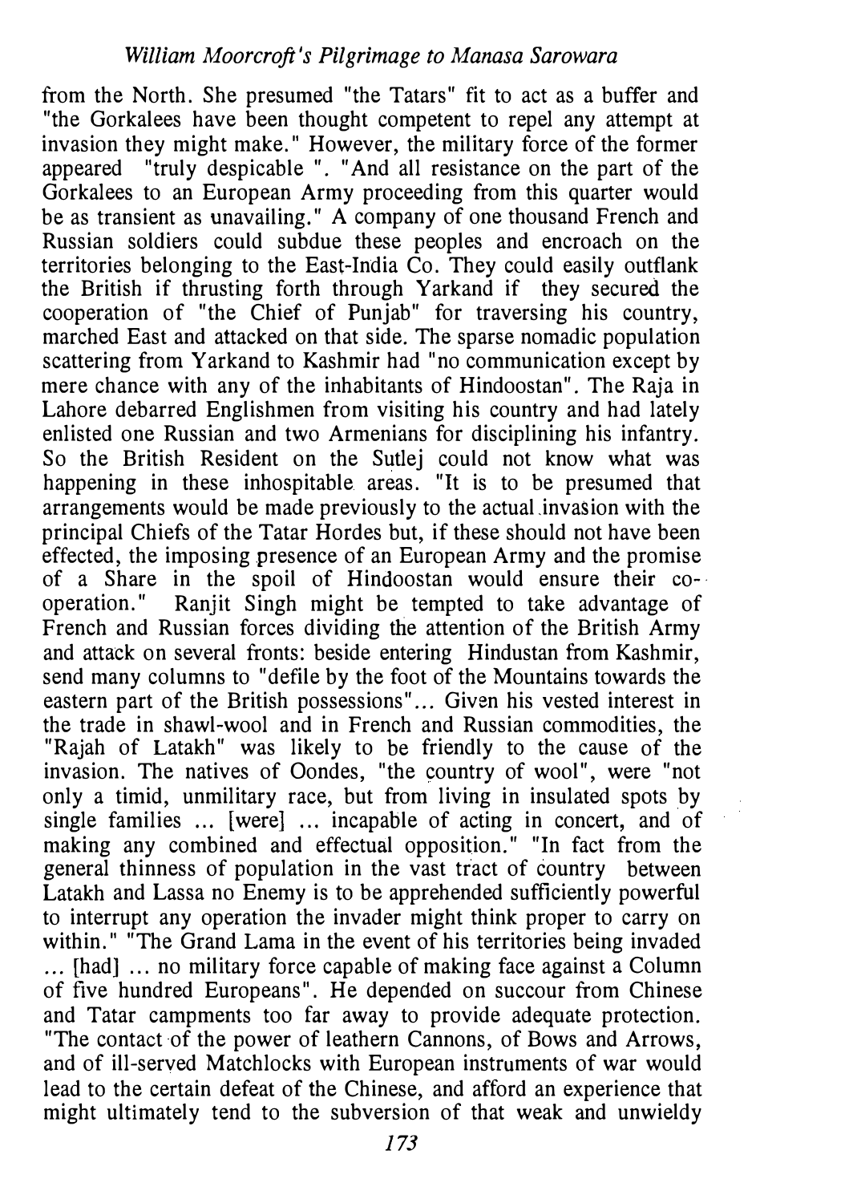from the North. She presumed "the Tatars" fit to act as a buffer and "the Gorkalees have been thought competent to repel any attempt at invasion they might make." However, the military force of the former appeared "truly despicable ". "And all resistance on the part of the Gorkalees to an European Army proceeding from this quarter would be as transient as unavailing." A company of one thousand French and Russian soldiers could subdue these peoples and encroach on the territories belonging to the East-India Co. They could easily outflank the British if thrusting forth through Yarkand if they secured the cooperation of "the Chief of Punjab" for traversing his country, marched East and attacked on that side. The sparse nomadic population scattering from Yarkand to Kashmir had "no communication except by mere chance with any of the inhabitants of Hindoostan". The Raja in Lahore debarred Englishmen from visiting his country and had lately enlisted one Russian and two Armenians for disciplining his infantry. So the British Resident on the Sutlej could not know what was happening in these inhospitable areas. "It is to be presumed that arrangements would be made previously to the actual invasion with the principal Chiefs of the Tatar Hordes but, if these should not have been effected, the imposing presence of an European Army and the promise of a Share in the spoil of Hindoostan would ensure their co-operation." Ranjit Singh might be tempted to take advantage of French and Russian forces dividing the attention of the British Army and attack on several fronts: beside entering Hindustan from Kashmir, send many columns to "defile by the foot of the Mountains towards the eastern part of the British possessions"... Given his vested interest in the trade in shawl-wool and in French and Russian commodities, the "Rajah of Latakh" was likely to be friendly to the cause of the invasion. The natives of Oondes, "the country of wool", were "not only a timid, unmilitary race, but from living in insulated spots by single families ... [were] ... incapable of acting in concert, and of making any combined and effectual opposition." "In fact from the general thinness of population in the vast tract of country between Latakh and Lassa no Enemy is to be apprehended sufficiently powerful to interrupt any operation the invader might think proper to carry on within." "The Grand Lama in the event of his territories being invaded ... [had] ... no military force capable of making face against a Column of five hundred Europeans". He depended on succour from Chinese and Tatar campments too far away to provide adequate protection. "The contact of the power of leathern Cannons, of Bows and Arrows, and of ill-served Matchlocks with European instruments of war would lead to the certain defeat of the Chinese, and afford an experience that might ultimately tend to the subversion of that weak and unwieldy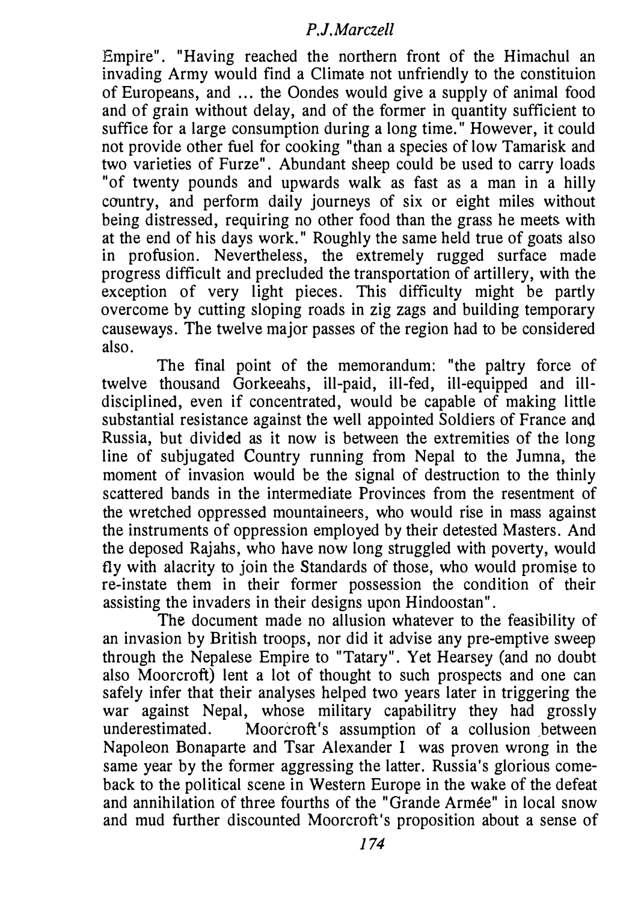Empire". "Having reached the northern front of the Himachul an invading Army would find a Climate not unfriendly to the constituion of Europeans, and ... the Oondes would give a supply of animal food and of grain without delay, and of the former in quantity sufficient to suffice for a large consumption during a long time." However, it could not provide other fuel for cooking "than a species of low Tamarisk and two varieties of Furze". Abundant sheep could be used to carry loads "of twenty pounds and upwards walk as fast as a man in a hilly country, and perform daily journeys of six or eight miles without being distressed, requiring no other food than the grass he meets with at the end of his days work." Roughly the same held true of goats also in profusion. Nevertheless, the extremely rugged surface made progress difficult and precluded the transportation of artillery, with the exception of very light pieces. This difficulty might be partly overcome by cutting sloping roads in zig zags and building temporary causeways. The twelve major passes of the region had to be considered also.

The final point of the memorandum: "the paltry force of twelve thousand Gorkeeahs, ill-paid, ill-fed, ill-equipped and ill-disciplined, even if concentrated, would be capable of making little substantial resistance against the well appointed Soldiers of France and Russia, but divided as it now is between the extremities of the long line of subjugated Country running from Nepal to the Jumna, the moment of invasion would be the signal of destruction to the thinly scattered bands in the intermediate Provinces from the resentment of the wretched oppressed mountaineers, who would rise in mass against the instruments of oppression employed by their detested Masters. And the deposed Rajahs, who have now long struggled with poverty, would fly with alacrity to join the Standards of those, who would promise to re-instate them in their former possession the condition of their assisting the invaders in their designs upon Hindoostan".

The document made no allusion whatever to the feasibility of an invasion by British troops, nor did it advise any pre-emptive sweep through the Nepalese Empire to "Tatary". Yet Hearsey (and no doubt also Moorcroft) lent a lot of thought to such prospects and one can safely infer that their analyses helped two years later in triggering the war against Nepal, whose military capabilitry they had grossly underestimated. Moorcroft's assumption of a collusion between Napoleon Bonaparte and Tsar Alexander I was proven wrong in the same year by the former aggressing the latter. Russia's glorious come-back to the political scene in Western Europe in the wake of the defeat and annihilation of three fourths of the "Grande Armée" in local snow and mud further discounted Moorcroft's proposition about a sense of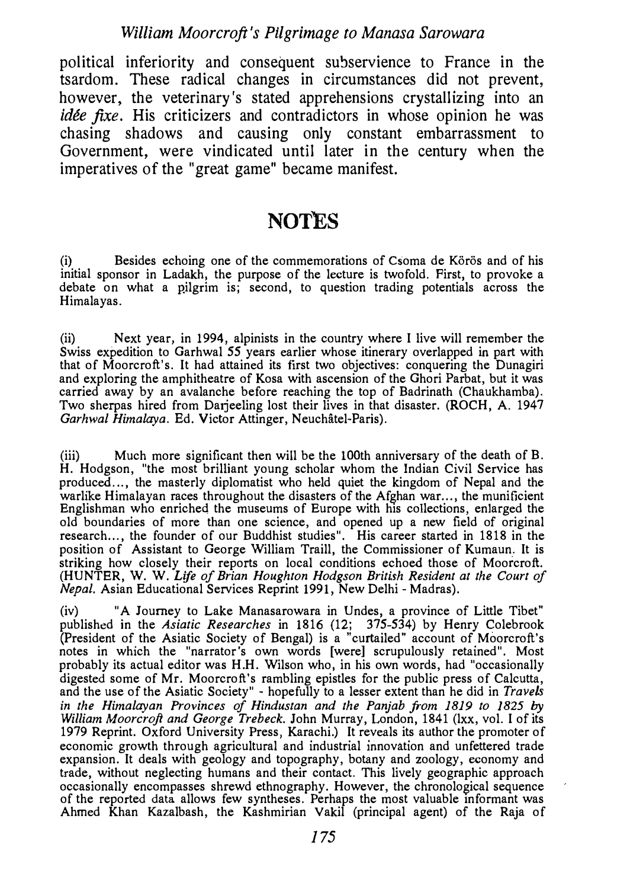political inferiority and consequent subservience to France in the tsardom. These radical changes in circumstances did not prevent, however, the veterinary's stated apprehensions crystallizing into an *idée fixe*. His criticizers and contradictors in whose opinion he was chasing shadows and causing only constant embarrassment to Government, were vindicated until later in the century when the imperatives of the "great game" became manifest.

## NOTES

(i) Besides echoing one of the commemorations of Csoma de Körös and of his initial sponsor in Ladakh, the purpose of the lecture is twofold. First, to provoke a debate on what a pilgrim is; second, to question trading potentials across the Himalayas.

(ii) Next year, in 1994, alpinists in the country where I live will remember the Swiss expedition to Garhwal 55 years earlier whose itinerary overlapped in part with that of Moorcroft's. It had attained its first two objectives: conquering the Dunagiri and exploring the amphitheatre of Kosa with ascension of the Ghori Parbat, but it was carried away by an avalanche before reaching the top of Badrinath (Chaukhamba). Two sherpas hired from Darjeeling lost their lives in that disaster. (ROCH, A. 1947 *Garhwal Himalaya*. Ed. Victor Attinger, Neuchâtel-Paris).

(iii) Much more significant then will be the 100th anniversary of the death of B. H. Hodgson, "the most brilliant young scholar whom the Indian Civil Service has produced..., the masterly diplomatist who held quiet the kingdom of Nepal and the warlike Himalayan races throughout the disasters of the Afghan war..., the munificient Englishman who enriched the museums of Europe with his collections, enlarged the old boundaries of more than one science, and opened up a new field of original research..., the founder of our Buddhist studies". His career started in 1818 in the position of Assistant to George William Traill, the Commissioner of Kumaun. It is striking how closely their reports on local conditions echoed those of Moorcroft. (HUNTER, W. W. *Life of Brian Houghton Hodgson British Resident at the Court of Nepal*. Asian Educational Services Reprint 1991, New Delhi - Madras).

(iv) "A Journey to Lake Manasarowara in Undes, a province of Little Tibet" published in the *Asiatic Researches* in 1816 (12; 375-534) by Henry Colebrook (President of the Asiatic Society of Bengal) is a "curtailed" account of Moorcroft's notes in which the "narrator's own words [were] scrupulously retained". Most probably its actual editor was H.H. Wilson who, in his own words, had "occasionally digested some of Mr. Moorcroft's rambling epistles for the public press of Calcutta, and the use of the Asiatic Society" - hopefully to a lesser extent than he did in *Travels in the Himalayan Provinces of Hindustan and the Panjab from 1819 to 1825 by William Moorcroft and George Trebeck*. John Murray, London, 1841 (lxx, vol. I of its 1979 Reprint. Oxford University Press, Karachi.) It reveals its author the promoter of economic growth through agricultural and industrial innovation and unfettered trade expansion. It deals with geology and topography, botany and zoology, economy and trade, without neglecting humans and their contact. This lively geographic approach occasionally encompasses shrewd ethnography. However, the chronological sequence of the reported data allows few syntheses. Perhaps the most valuable informant was Ahmed Khan Kazalbash, the Kashmirian Vakil (principal agent) of the Raja of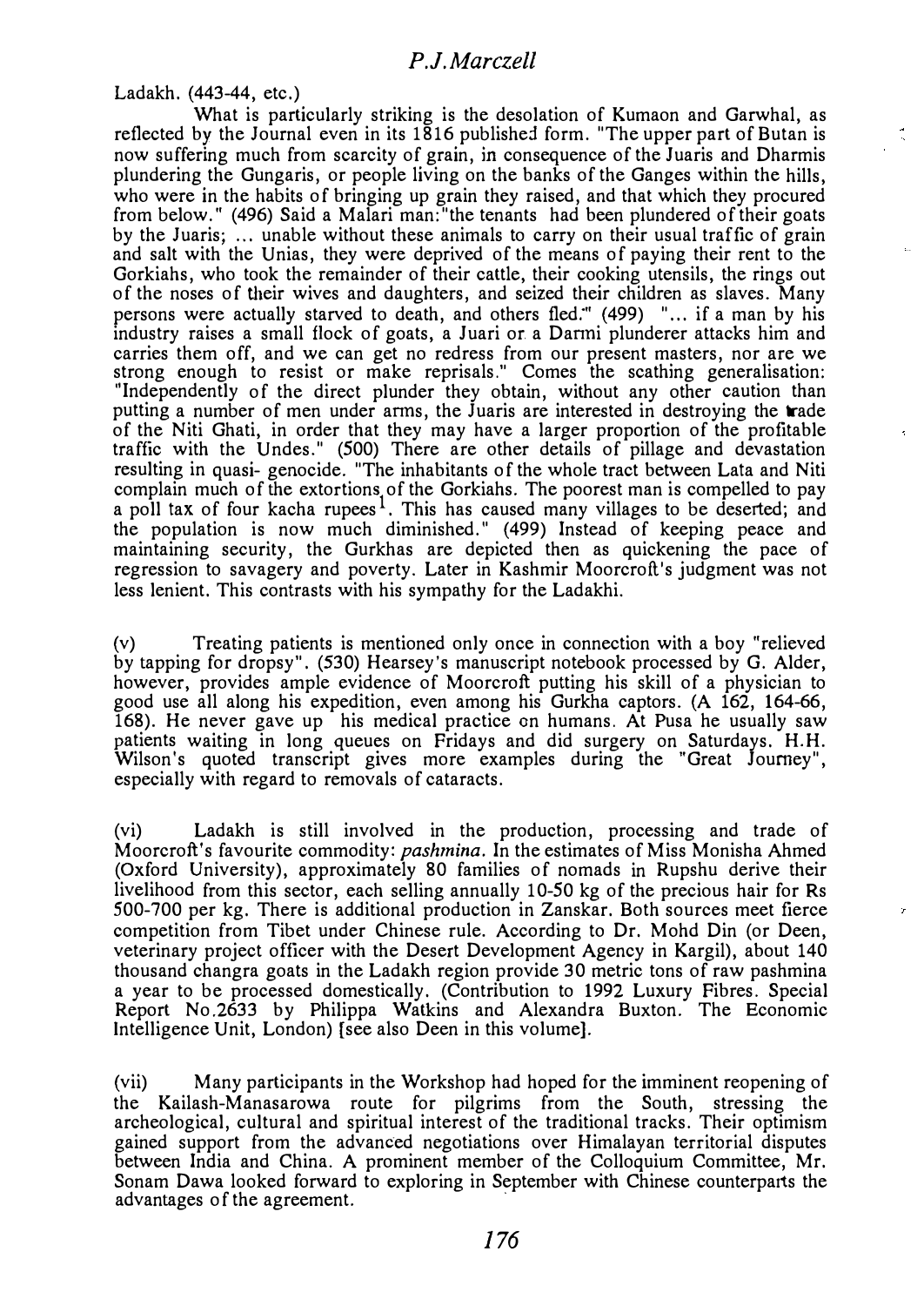Ladakh. (443-44, etc.)

What is particularly striking is the desolation of Kumaon and Garwhal, as reflected by the Journal even in its 1816 published form. "The upper part of Butan is now suffering much from scarcity of grain, in consequence of the Juaris and Dharmis plundering the Gungaris, or people living on the banks of the Ganges within the hills, who were in the habits of bringing up grain they raised, and that which they procured from below." (496) Said a Malari man: "the tenants had been plundered of their goats by the Juaris; ... unable without these animals to carry on their usual traffic of grain and salt with the Unias, they were deprived of the means of paying their rent to the Gorkiahs, who took the remainder of their cattle, their cooking utensils, the rings out of the noses of their wives and daughters, and seized their children as slaves. Many persons were actually starved to death, and others fled." (499) "... if a man by his industry raises a small flock of goats, a Juari or a Darmi plunderer attacks him and carries them off, and we can get no redress from our present masters, nor are we strong enough to resist or make reprisals." Comes the scathing generalisation: "Independently of the direct plunder they obtain, without any other caution than putting a number of men under arms, the Juaris are interested in destroying the trade of the Niti Ghati, in order that they may have a larger proportion of the profitable traffic with the Undes." (500) There are other details of pillage and devastation resulting in quasi- genocide. "The inhabitants of the whole tract between Lata and Niti complain much of the extortions of the Gorkiahs. The poorest man is compelled to pay a poll tax of four kacha rupees[1]. This has caused many villages to be deserted; and the population is now much diminished." (499) Instead of keeping peace and maintaining security, the Gurkhas are depicted then as quickening the pace of regression to savagery and poverty. Later in Kashmir Moorcroft's judgment was not less lenient. This contrasts with his sympathy for the Ladakhi.

(v) Treating patients is mentioned only once in connection with a boy "relieved by tapping for dropsy". (530) Hearsey's manuscript notebook processed by G. Alder, however, provides ample evidence of Moorcroft putting his skill of a physician to good use all along his expedition, even among his Gurkha captors. (A 162, 164-66, 168). He never gave up his medical practice on humans. At Pusa he usually saw patients waiting in long queues on Fridays and did surgery on Saturdays. H.H. Wilson's quoted transcript gives more examples during the "Great Journey", especially with regard to removals of cataracts.

(vi) Ladakh is still involved in the production, processing and trade of Moorcroft's favourite commodity: *pashmina*. In the estimates of Miss Monisha Ahmed (Oxford University), approximately 80 families of nomads in Rupshu derive their livelihood from this sector, each selling annually 10-50 kg of the precious hair for Rs 500-700 per kg. There is additional production in Zanskar. Both sources meet fierce competition from Tibet under Chinese rule. According to Dr. Mohd Din (or Deen, veterinary project officer with the Desert Development Agency in Kargil), about 140 thousand changra goats in the Ladakh region provide 30 metric tons of raw pashmina a year to be processed domestically. (Contribution to 1992 Luxury Fibres. Special Report No.2633 by Philippa Watkins and Alexandra Buxton. The Economic Intelligence Unit, London) [see also Deen in this volume].

(vii) Many participants in the Workshop had hoped for the imminent reopening of the Kailash-Manasarowa route for pilgrims from the South, stressing the archeological, cultural and spiritual interest of the traditional tracks. Their optimism gained support from the advanced negotiations over Himalayan territorial disputes between India and China. A prominent member of the Colloquium Committee, Mr. Sonam Dawa looked forward to exploring in September with Chinese counterparts the advantages of the agreement.